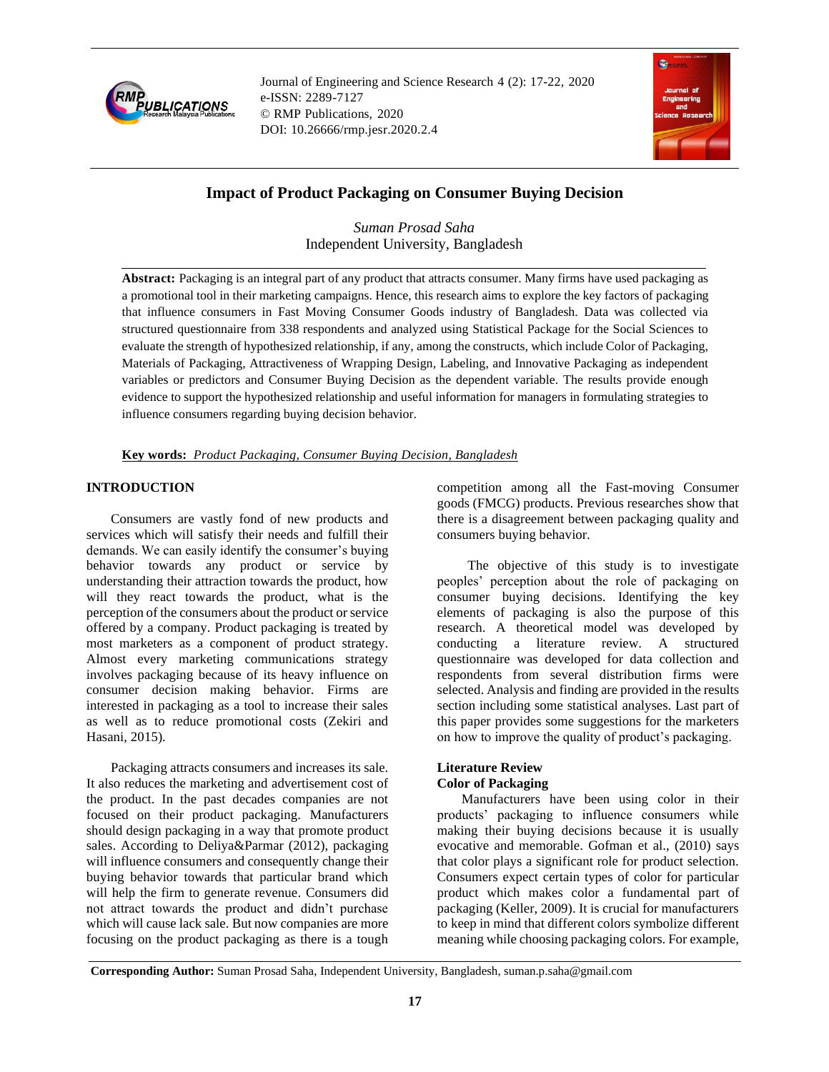# Impact of Product Packaging on Consumer Buying Decision

*Suman Prosad Saha*
Independent University, Bangladesh

**Abstract:** Packaging is an integral part of any product that attracts consumer. Many firms have used packaging as a promotional tool in their marketing campaigns. Hence, this research aims to explore the key factors of packaging that influence consumers in Fast Moving Consumer Goods industry of Bangladesh. Data was collected via structured questionnaire from 338 respondents and analyzed using Statistical Package for the Social Sciences to evaluate the strength of hypothesized relationship, if any, among the constructs, which include Color of Packaging, Materials of Packaging, Attractiveness of Wrapping Design, Labeling, and Innovative Packaging as independent variables or predictors and Consumer Buying Decision as the dependent variable. The results provide enough evidence to support the hypothesized relationship and useful information for managers in formulating strategies to influence consumers regarding buying decision behavior.

**Key words:** *Product Packaging, Consumer Buying Decision, Bangladesh*

## INTRODUCTION

Consumers are vastly fond of new products and services which will satisfy their needs and fulfill their demands. We can easily identify the consumer's buying behavior towards any product or service by understanding their attraction towards the product, how will they react towards the product, what is the perception of the consumers about the product or service offered by a company. Product packaging is treated by most marketers as a component of product strategy. Almost every marketing communications strategy involves packaging because of its heavy influence on consumer decision making behavior. Firms are interested in packaging as a tool to increase their sales as well as to reduce promotional costs (Zekiri and Hasani, 2015).

Packaging attracts consumers and increases its sale. It also reduces the marketing and advertisement cost of the product. In the past decades companies are not focused on their product packaging. Manufacturers should design packaging in a way that promote product sales. According to Deliya&Parmar (2012), packaging will influence consumers and consequently change their buying behavior towards that particular brand which will help the firm to generate revenue. Consumers did not attract towards the product and didn't purchase which will cause lack sale. But now companies are more focusing on the product packaging as there is a tough competition among all the Fast-moving Consumer goods (FMCG) products. Previous researches show that there is a disagreement between packaging quality and consumers buying behavior.

The objective of this study is to investigate peoples' perception about the role of packaging on consumer buying decisions. Identifying the key elements of packaging is also the purpose of this research. A theoretical model was developed by conducting a literature review. A structured questionnaire was developed for data collection and respondents from several distribution firms were selected. Analysis and finding are provided in the results section including some statistical analyses. Last part of this paper provides some suggestions for the marketers on how to improve the quality of product's packaging.

### Literature Review

### Color of Packaging

Manufacturers have been using color in their products' packaging to influence consumers while making their buying decisions because it is usually evocative and memorable. Gofman et al., (2010) says that color plays a significant role for product selection. Consumers expect certain types of color for particular product which makes color a fundamental part of packaging (Keller, 2009). It is crucial for manufacturers to keep in mind that different colors symbolize different meaning while choosing packaging colors. For example,

**Corresponding Author:** Suman Prosad Saha, Independent University, Bangladesh, suman.p.saha@gmail.com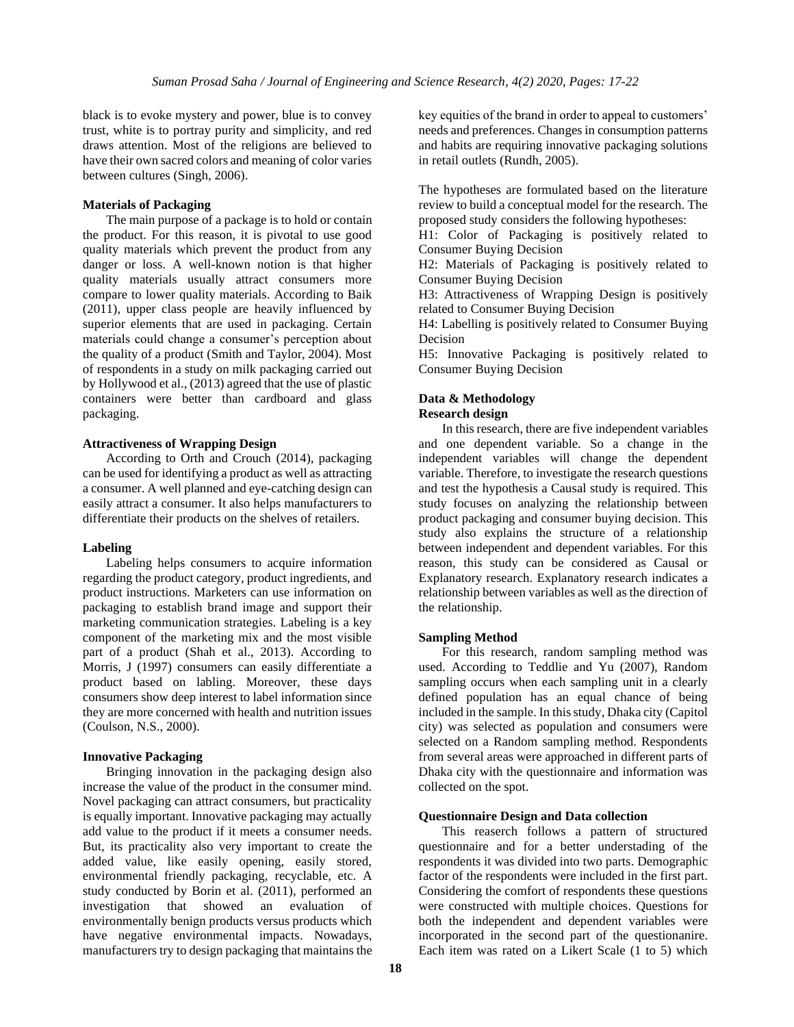black is to evoke mystery and power, blue is to convey trust, white is to portray purity and simplicity, and red draws attention. Most of the religions are believed to have their own sacred colors and meaning of color varies between cultures (Singh, 2006).

**Materials of Packaging**

The main purpose of a package is to hold or contain the product. For this reason, it is pivotal to use good quality materials which prevent the product from any danger or loss. A well-known notion is that higher quality materials usually attract consumers more compare to lower quality materials. According to Baik (2011), upper class people are heavily influenced by superior elements that are used in packaging. Certain materials could change a consumer's perception about the quality of a product (Smith and Taylor, 2004). Most of respondents in a study on milk packaging carried out by Hollywood et al., (2013) agreed that the use of plastic containers were better than cardboard and glass packaging.

**Attractiveness of Wrapping Design**

According to Orth and Crouch (2014), packaging can be used for identifying a product as well as attracting a consumer. A well planned and eye-catching design can easily attract a consumer. It also helps manufacturers to differentiate their products on the shelves of retailers.

**Labeling**

Labeling helps consumers to acquire information regarding the product category, product ingredients, and product instructions. Marketers can use information on packaging to establish brand image and support their marketing communication strategies. Labeling is a key component of the marketing mix and the most visible part of a product (Shah et al., 2013). According to Morris, J (1997) consumers can easily differentiate a product based on labling. Moreover, these days consumers show deep interest to label information since they are more concerned with health and nutrition issues (Coulson, N.S., 2000).

**Innovative Packaging**

Bringing innovation in the packaging design also increase the value of the product in the consumer mind. Novel packaging can attract consumers, but practicality is equally important. Innovative packaging may actually add value to the product if it meets a consumer needs. But, its practicality also very important to create the added value, like easily opening, easily stored, environmental friendly packaging, recyclable, etc. A study conducted by Borin et al. (2011), performed an investigation that showed an evaluation of environmentally benign products versus products which have negative environmental impacts. Nowadays, manufacturers try to design packaging that maintains the key equities of the brand in order to appeal to customers' needs and preferences. Changes in consumption patterns and habits are requiring innovative packaging solutions in retail outlets (Rundh, 2005).

The hypotheses are formulated based on the literature review to build a conceptual model for the research. The proposed study considers the following hypotheses:

H1: Color of Packaging is positively related to Consumer Buying Decision

H2: Materials of Packaging is positively related to Consumer Buying Decision

H3: Attractiveness of Wrapping Design is positively related to Consumer Buying Decision

H4: Labelling is positively related to Consumer Buying Decision

H5: Innovative Packaging is positively related to Consumer Buying Decision

## Data & Methodology

**Research design**

In this research, there are five independent variables and one dependent variable. So a change in the independent variables will change the dependent variable. Therefore, to investigate the research questions and test the hypothesis a Causal study is required. This study focuses on analyzing the relationship between product packaging and consumer buying decision. This study also explains the structure of a relationship between independent and dependent variables. For this reason, this study can be considered as Causal or Explanatory research. Explanatory research indicates a relationship between variables as well as the direction of the relationship.

**Sampling Method**

For this research, random sampling method was used. According to Teddlie and Yu (2007), Random sampling occurs when each sampling unit in a clearly defined population has an equal chance of being included in the sample. In this study, Dhaka city (Capitol city) was selected as population and consumers were selected on a Random sampling method. Respondents from several areas were approached in different parts of Dhaka city with the questionnaire and information was collected on the spot.

**Questionnaire Design and Data collection**

This reaserch follows a pattern of structured questionnaire and for a better understading of the respondents it was divided into two parts. Demographic factor of the respondents were included in the first part. Considering the comfort of respondents these questions were constructed with multiple choices. Questions for both the independent and dependent variables were incorporated in the second part of the questionanire. Each item was rated on a Likert Scale (1 to 5) which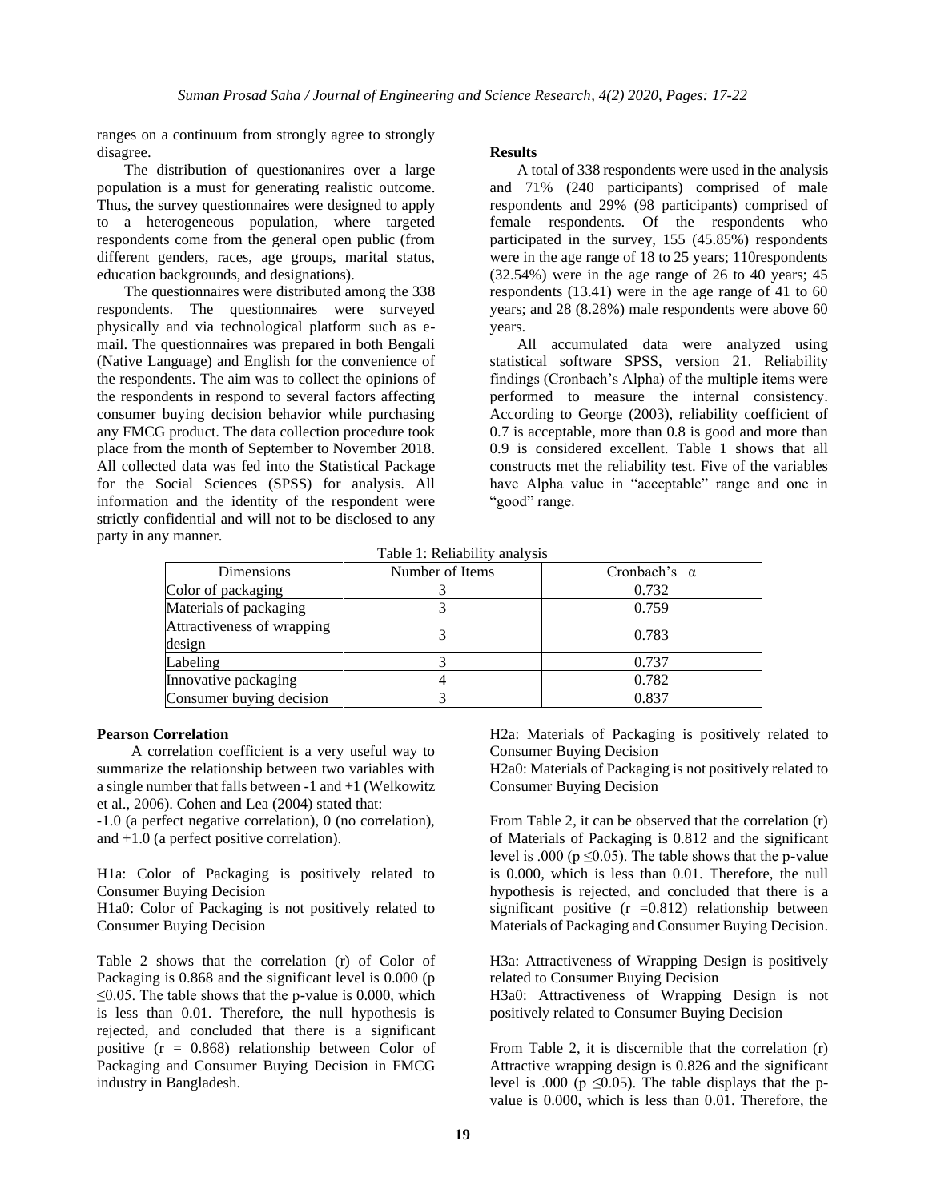ranges on a continuum from strongly agree to strongly disagree.

The distribution of questionanires over a large population is a must for generating realistic outcome. Thus, the survey questionnaires were designed to apply to a heterogeneous population, where targeted respondents come from the general open public (from different genders, races, age groups, marital status, education backgrounds, and designations).

The questionnaires were distributed among the 338 respondents. The questionnaires were surveyed physically and via technological platform such as e-mail. The questionnaires was prepared in both Bengali (Native Language) and English for the convenience of the respondents. The aim was to collect the opinions of the respondents in respond to several factors affecting consumer buying decision behavior while purchasing any FMCG product. The data collection procedure took place from the month of September to November 2018. All collected data was fed into the Statistical Package for the Social Sciences (SPSS) for analysis. All information and the identity of the respondent were strictly confidential and will not to be disclosed to any party in any manner.

**Results**

A total of 338 respondents were used in the analysis and 71% (240 participants) comprised of male respondents and 29% (98 participants) comprised of female respondents. Of the respondents who participated in the survey, 155 (45.85%) respondents were in the age range of 18 to 25 years; 110respondents (32.54%) were in the age range of 26 to 40 years; 45 respondents (13.41) were in the age range of 41 to 60 years; and 28 (8.28%) male respondents were above 60 years.

All accumulated data were analyzed using statistical software SPSS, version 21. Reliability findings (Cronbach's Alpha) of the multiple items were performed to measure the internal consistency. According to George (2003), reliability coefficient of 0.7 is acceptable, more than 0.8 is good and more than 0.9 is considered excellent. Table 1 shows that all constructs met the reliability test. Five of the variables have Alpha value in "acceptable" range and one in "good" range.

Table 1: Reliability analysis

| Dimensions | Number of Items | Cronbach's $\alpha$ |
|---|---|---|
| Color of packaging | 3 | 0.732 |
| Materials of packaging | 3 | 0.759 |
| Attractiveness of wrapping design | 3 | 0.783 |
| Labeling | 3 | 0.737 |
| Innovative packaging | 4 | 0.782 |
| Consumer buying decision | 3 | 0.837 |

**Pearson Correlation**

A correlation coefficient is a very useful way to summarize the relationship between two variables with a single number that falls between -1 and +1 (Welkowitz et al., 2006). Cohen and Lea (2004) stated that:

-1.0 (a perfect negative correlation), 0 (no correlation), and +1.0 (a perfect positive correlation).

H1a: Color of Packaging is positively related to Consumer Buying Decision
H1a0: Color of Packaging is not positively related to Consumer Buying Decision

Table 2 shows that the correlation (r) of Color of Packaging is 0.868 and the significant level is 0.000 ($p \leq 0.05$. The table shows that the p-value is 0.000, which is less than 0.01. Therefore, the null hypothesis is rejected, and concluded that there is a significant positive ($r = 0.868$) relationship between Color of Packaging and Consumer Buying Decision in FMCG industry in Bangladesh.

H2a: Materials of Packaging is positively related to Consumer Buying Decision
H2a0: Materials of Packaging is not positively related to Consumer Buying Decision

From Table 2, it can be observed that the correlation (r) of Materials of Packaging is 0.812 and the significant level is .000 ($p \leq 0.05$). The table shows that the p-value is 0.000, which is less than 0.01. Therefore, the null hypothesis is rejected, and concluded that there is a significant positive ($r = 0.812$) relationship between Materials of Packaging and Consumer Buying Decision.

H3a: Attractiveness of Wrapping Design is positively related to Consumer Buying Decision
H3a0: Attractiveness of Wrapping Design is not positively related to Consumer Buying Decision

From Table 2, it is discernible that the correlation (r) Attractive wrapping design is 0.826 and the significant level is .000 ($p \leq 0.05$). The table displays that the p-value is 0.000, which is less than 0.01. Therefore, the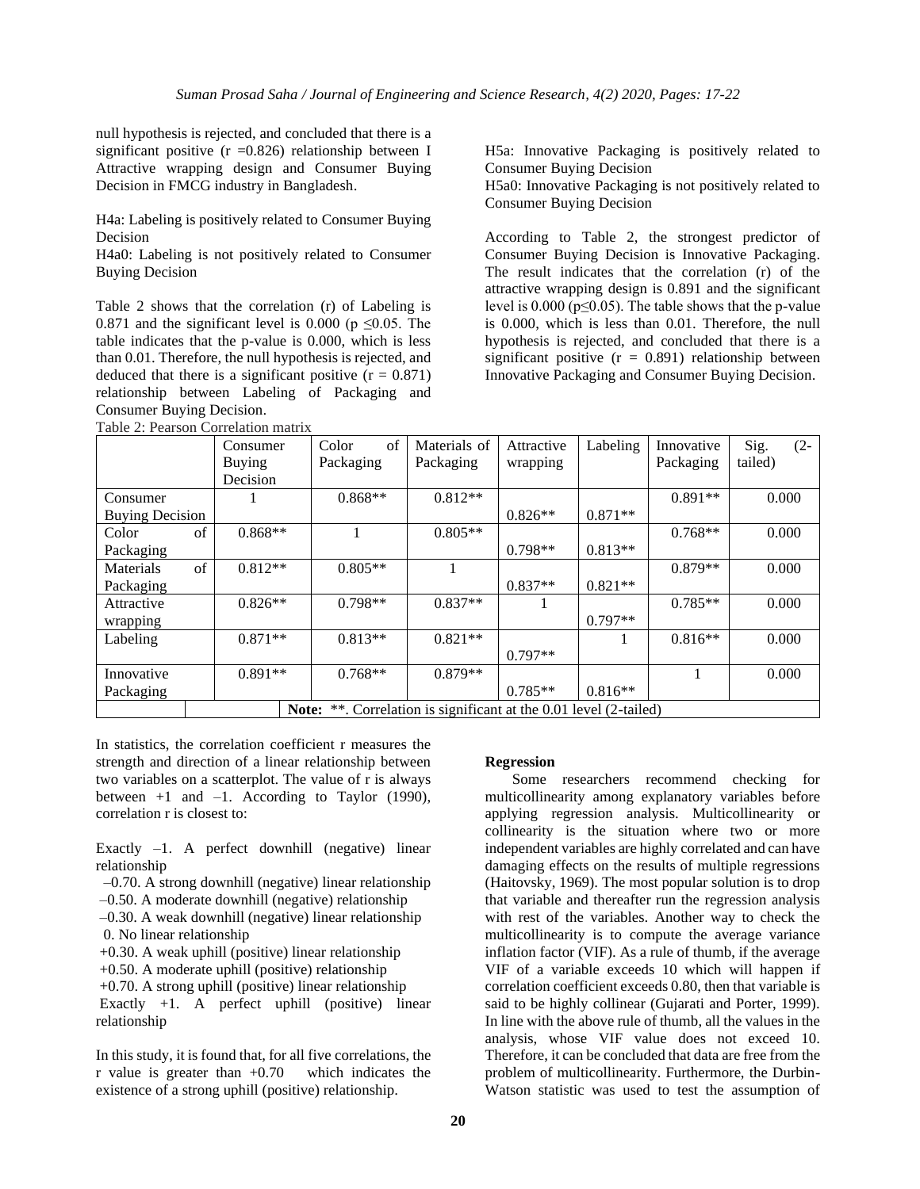null hypothesis is rejected, and concluded that there is a significant positive ($r = 0.826$) relationship between I Attractive wrapping design and Consumer Buying Decision in FMCG industry in Bangladesh.

H4a: Labeling is positively related to Consumer Buying Decision

H4a0: Labeling is not positively related to Consumer Buying Decision

Table 2 shows that the correlation (r) of Labeling is 0.871 and the significant level is 0.000 ($p \leq 0.05$. The table indicates that the p-value is 0.000, which is less than 0.01. Therefore, the null hypothesis is rejected, and deduced that there is a significant positive ($r = 0.871$) relationship between Labeling of Packaging and Consumer Buying Decision.

Table 2: Pearson Correlation matrix

| | Consumer Buying Decision | Color of Packaging | Materials of Packaging | Attractive wrapping | Labeling | Innovative Packaging | Sig. (2-tailed) |
|---|---|---|---|---|---|---|---|
| Consumer Buying Decision | 1 | 0.868** | 0.812** | 0.826** | 0.871** | 0.891** | 0.000 |
| Color of Packaging | 0.868** | 1 | 0.805** | 0.798** | 0.813** | 0.768** | 0.000 |
| Materials of Packaging | 0.812** | 0.805** | 1 | 0.837** | 0.821** | 0.879** | 0.000 |
| Attractive wrapping | 0.826** | 0.798** | 0.837** | 1 | 0.797** | 0.785** | 0.000 |
| Labeling | 0.871** | 0.813** | 0.821** | 0.797** | 1 | 0.816** | 0.000 |
| Innovative Packaging | 0.891** | 0.768** | 0.879** | 0.785** | 0.816** | 1 | 0.000 |
| | **Note:** **. Correlation is significant at the 0.01 level (2-tailed) | | | | | | |

In statistics, the correlation coefficient r measures the strength and direction of a linear relationship between two variables on a scatterplot. The value of r is always between +1 and –1. According to Taylor (1990), correlation r is closest to:

Exactly –1. A perfect downhill (negative) linear relationship

–0.70. A strong downhill (negative) linear relationship

–0.50. A moderate downhill (negative) relationship

–0.30. A weak downhill (negative) linear relationship

0. No linear relationship

+0.30. A weak uphill (positive) linear relationship

+0.50. A moderate uphill (positive) relationship

+0.70. A strong uphill (positive) linear relationship

Exactly +1. A perfect uphill (positive) linear relationship

In this study, it is found that, for all five correlations, the r value is greater than +0.70 which indicates the existence of a strong uphill (positive) relationship.

H5a: Innovative Packaging is positively related to Consumer Buying Decision

H5a0: Innovative Packaging is not positively related to Consumer Buying Decision

According to Table 2, the strongest predictor of Consumer Buying Decision is Innovative Packaging. The result indicates that the correlation (r) of the attractive wrapping design is 0.891 and the significant level is 0.000 ($p \leq 0.05$). The table shows that the p-value is 0.000, which is less than 0.01. Therefore, the null hypothesis is rejected, and concluded that there is a significant positive ($r = 0.891$) relationship between Innovative Packaging and Consumer Buying Decision.

**Regression**

Some researchers recommend checking for multicollinearity among explanatory variables before applying regression analysis. Multicollinearity or collinearity is the situation where two or more independent variables are highly correlated and can have damaging effects on the results of multiple regressions (Haitovsky, 1969). The most popular solution is to drop that variable and thereafter run the regression analysis with rest of the variables. Another way to check the multicollinearity is to compute the average variance inflation factor (VIF). As a rule of thumb, if the average VIF of a variable exceeds 10 which will happen if correlation coefficient exceeds 0.80, then that variable is said to be highly collinear (Gujarati and Porter, 1999). In line with the above rule of thumb, all the values in the analysis, whose VIF value does not exceed 10. Therefore, it can be concluded that data are free from the problem of multicollinearity. Furthermore, the Durbin-Watson statistic was used to test the assumption of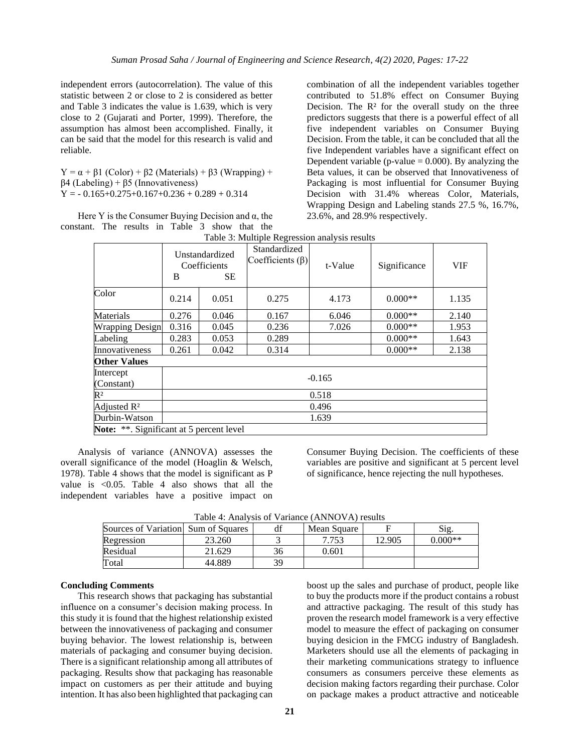independent errors (autocorrelation). The value of this statistic between 2 or close to 2 is considered as better and Table 3 indicates the value is 1.639, which is very close to 2 (Gujarati and Porter, 1999). Therefore, the assumption has almost been accomplished. Finally, it can be said that the model for this research is valid and reliable.

$Y = \alpha + \beta 1$ (Color) $+ \beta 2$ (Materials) $+ \beta 3$ (Wrapping) $+ \beta 4$ (Labeling) $+ \beta 5$ (Innovativeness)
$Y = -0.165+0.275+0.167+0.236 + 0.289 + 0.314$

Here Y is the Consumer Buying Decision and α, the constant. The results in Table 3 show that the combination of all the independent variables together contributed to 51.8% effect on Consumer Buying Decision. The $R^2$ for the overall study on the three predictors suggests that there is a powerful effect of all five independent variables on Consumer Buying Decision. From the table, it can be concluded that all the five Independent variables have a significant effect on Dependent variable (p-value = 0.000). By analyzing the Beta values, it can be observed that Innovativeness of Packaging is most influential for Consumer Buying Decision with 31.4% whereas Color, Materials, Wrapping Design and Labeling stands 27.5 %, 16.7%, 23.6%, and 28.9% respectively.

Table 3: Multiple Regression analysis results

| | Unstandardized Coefficients | | Standardized Coefficients (β) | t-Value | Significance | VIF |
|---|---|---|---|---|---|---|
| | B | SE | | | | |
| Color | 0.214 | 0.051 | 0.275 | 4.173 | 0.000** | 1.135 |
| Materials | 0.276 | 0.046 | 0.167 | 6.046 | 0.000** | 2.140 |
| Wrapping Design | 0.316 | 0.045 | 0.236 | 7.026 | 0.000** | 1.953 |
| Labeling | 0.283 | 0.053 | 0.289 | | 0.000** | 1.643 |
| Innovativeness | 0.261 | 0.042 | 0.314 | | 0.000** | 2.138 |
| **Other Values** | | | | | | |
| Intercept (Constant) | -0.165 | | | | | |
| $R^2$ | 0.518 | | | | | |
| Adjusted $R^2$ | 0.496 | | | | | |
| Durbin-Watson | 1.639 | | | | | |

**Note:** **. Significant at 5 percent level

Analysis of variance (ANNOVA) assesses the overall significance of the model (Hoaglin & Welsch, 1978). Table 4 shows that the model is significant as P value is <0.05. Table 4 also shows that all the independent variables have a positive impact on Consumer Buying Decision. The coefficients of these variables are positive and significant at 5 percent level of significance, hence rejecting the null hypotheses.

Table 4: Analysis of Variance (ANNOVA) results

| Sources of Variation | Sum of Squares | df | Mean Square | F | Sig. |
|---|---|---|---|---|---|
| Regression | 23.260 | 3 | 7.753 | 12.905 | 0.000** |
| Residual | 21.629 | 36 | 0.601 | | |
| Total | 44.889 | 39 | | | |

**Concluding Comments**

This research shows that packaging has substantial influence on a consumer's decision making process. In this study it is found that the highest relationship existed between the innovativeness of packaging and consumer buying behavior. The lowest relationship is, between materials of packaging and consumer buying decision. There is a significant relationship among all attributes of packaging. Results show that packaging has reasonable impact on customers as per their attitude and buying intention. It has also been highlighted that packaging can boost up the sales and purchase of product, people like to buy the products more if the product contains a robust and attractive packaging. The result of this study has proven the research model framework is a very effective model to measure the effect of packaging on consumer buying desicion in the FMCG industry of Bangladesh. Marketers should use all the elements of packaging in their marketing communications strategy to influence consumers as consumers perceive these elements as decision making factors regarding their purchase. Color on package makes a product attractive and noticeable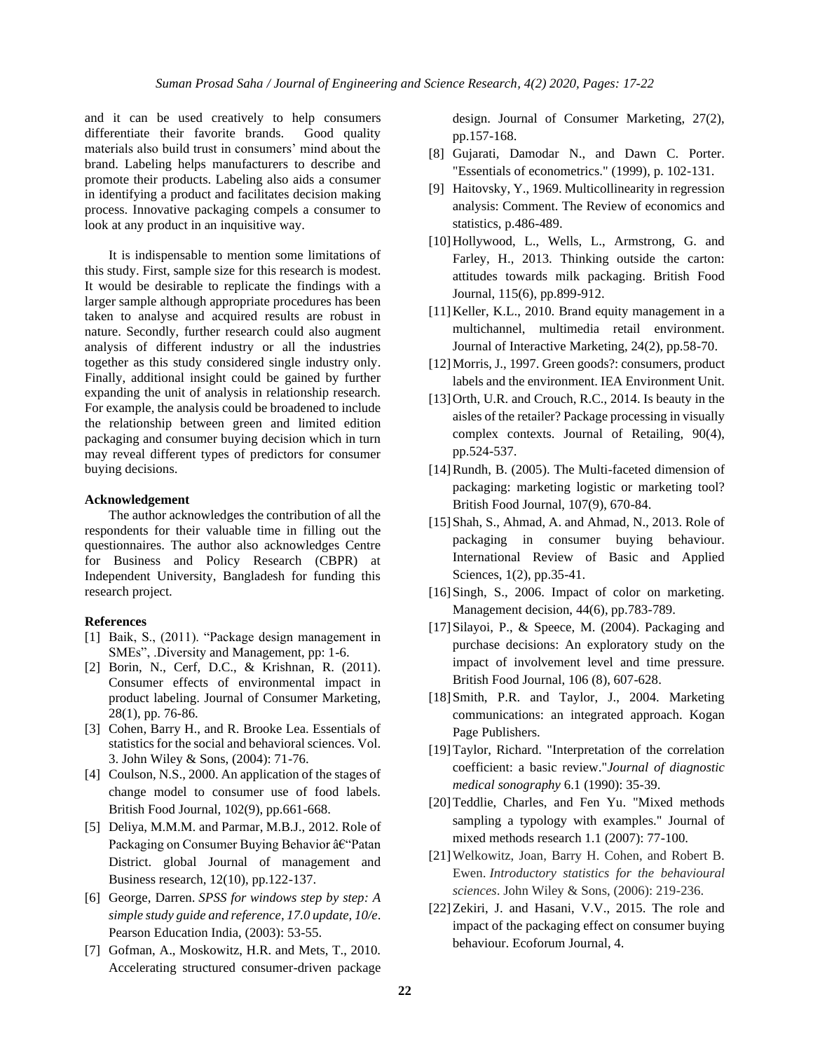and it can be used creatively to help consumers differentiate their favorite brands. Good quality materials also build trust in consumers' mind about the brand. Labeling helps manufacturers to describe and promote their products. Labeling also aids a consumer in identifying a product and facilitates decision making process. Innovative packaging compels a consumer to look at any product in an inquisitive way.

It is indispensable to mention some limitations of this study. First, sample size for this research is modest. It would be desirable to replicate the findings with a larger sample although appropriate procedures has been taken to analyse and acquired results are robust in nature. Secondly, further research could also augment analysis of different industry or all the industries together as this study considered single industry only. Finally, additional insight could be gained by further expanding the unit of analysis in relationship research. For example, the analysis could be broadened to include the relationship between green and limited edition packaging and consumer buying decision which in turn may reveal different types of predictors for consumer buying decisions.

**Acknowledgement**

The author acknowledges the contribution of all the respondents for their valuable time in filling out the questionnaires. The author also acknowledges Centre for Business and Policy Research (CBPR) at Independent University, Bangladesh for funding this research project.

**References**

[1] Baik, S., (2011). "Package design management in SMEs", .Diversity and Management, pp: 1-6.

[2] Borin, N., Cerf, D.C., & Krishnan, R. (2011). Consumer effects of environmental impact in product labeling. Journal of Consumer Marketing, 28(1), pp. 76-86.

[3] Cohen, Barry H., and R. Brooke Lea. Essentials of statistics for the social and behavioral sciences. Vol. 3. John Wiley & Sons, (2004): 71-76.

[4] Coulson, N.S., 2000. An application of the stages of change model to consumer use of food labels. British Food Journal, 102(9), pp.661-668.

[5] Deliya, M.M.M. and Parmar, M.B.J., 2012. Role of Packaging on Consumer Buying Behavior â€"Patan District. global Journal of management and Business research, 12(10), pp.122-137.

[6] George, Darren. *SPSS for windows step by step: A simple study guide and reference, 17.0 update, 10/e*. Pearson Education India, (2003): 53-55.

[7] Gofman, A., Moskowitz, H.R. and Mets, T., 2010. Accelerating structured consumer-driven package design. Journal of Consumer Marketing, 27(2), pp.157-168.

[8] Gujarati, Damodar N., and Dawn C. Porter. "Essentials of econometrics." (1999), p. 102-131.

[9] Haitovsky, Y., 1969. Multicollinearity in regression analysis: Comment. The Review of economics and statistics, p.486-489.

[10] Hollywood, L., Wells, L., Armstrong, G. and Farley, H., 2013. Thinking outside the carton: attitudes towards milk packaging. British Food Journal, 115(6), pp.899-912.

[11] Keller, K.L., 2010. Brand equity management in a multichannel, multimedia retail environment. Journal of Interactive Marketing, 24(2), pp.58-70.

[12] Morris, J., 1997. Green goods?: consumers, product labels and the environment. IEA Environment Unit.

[13] Orth, U.R. and Crouch, R.C., 2014. Is beauty in the aisles of the retailer? Package processing in visually complex contexts. Journal of Retailing, 90(4), pp.524-537.

[14] Rundh, B. (2005). The Multi-faceted dimension of packaging: marketing logistic or marketing tool? British Food Journal, 107(9), 670-84.

[15] Shah, S., Ahmad, A. and Ahmad, N., 2013. Role of packaging in consumer buying behaviour. International Review of Basic and Applied Sciences, 1(2), pp.35-41.

[16] Singh, S., 2006. Impact of color on marketing. Management decision, 44(6), pp.783-789.

[17] Silayoi, P., & Speece, M. (2004). Packaging and purchase decisions: An exploratory study on the impact of involvement level and time pressure. British Food Journal, 106 (8), 607-628.

[18] Smith, P.R. and Taylor, J., 2004. Marketing communications: an integrated approach. Kogan Page Publishers.

[19] Taylor, Richard. "Interpretation of the correlation coefficient: a basic review."*Journal of diagnostic medical sonography* 6.1 (1990): 35-39.

[20] Teddlie, Charles, and Fen Yu. "Mixed methods sampling a typology with examples." Journal of mixed methods research 1.1 (2007): 77-100.

[21] Welkowitz, Joan, Barry H. Cohen, and Robert B. Ewen. *Introductory statistics for the behavioural sciences*. John Wiley & Sons, (2006): 219-236.

[22] Zekiri, J. and Hasani, V.V., 2015. The role and impact of the packaging effect on consumer buying behaviour. Ecoforum Journal, 4.